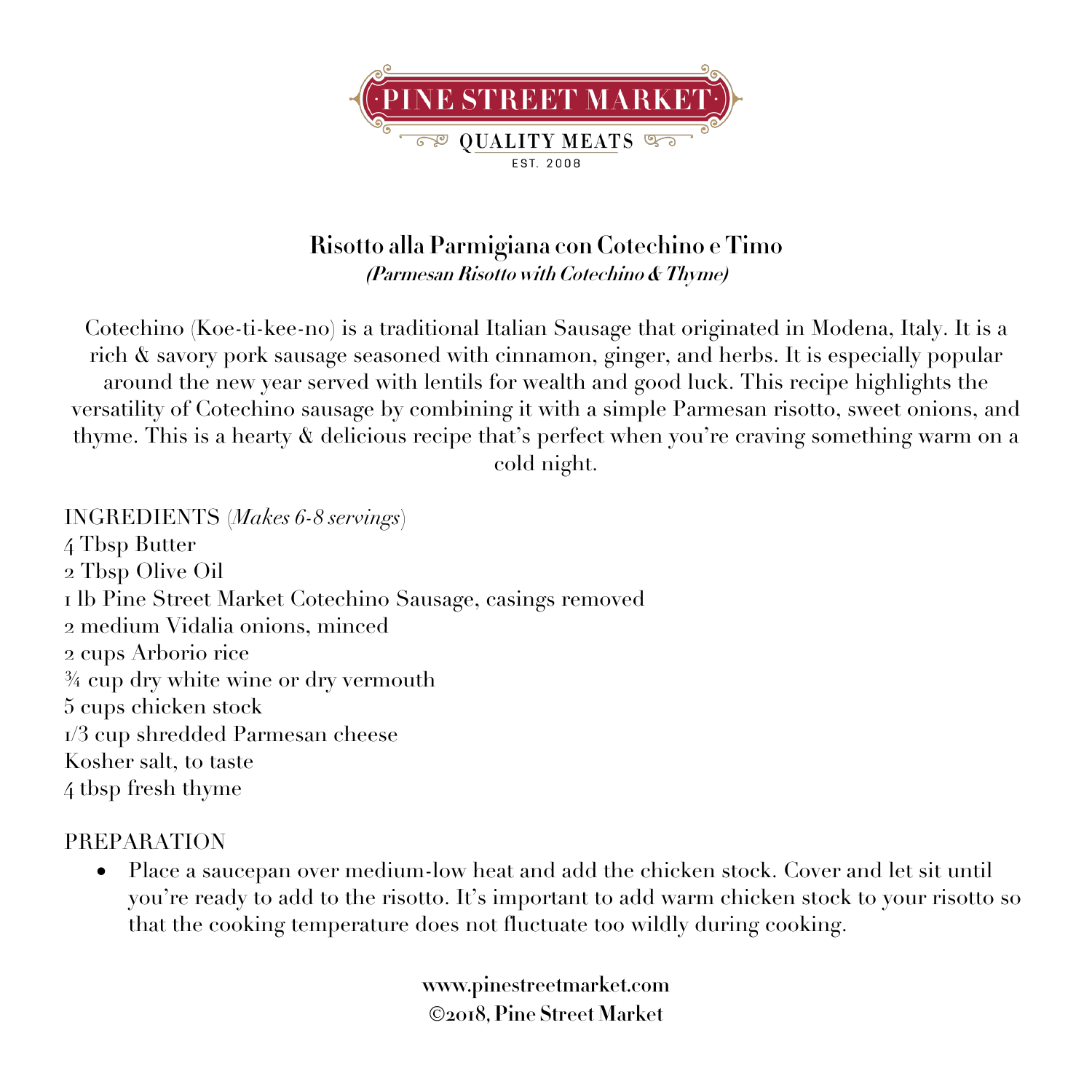PINE STREET MARKET

QUALITY MEATS

EST. 2008

# Risotto alla Parmigiana con Cotechino e Timo

***(Parmesan Risotto with Cotechino & Thyme)***

Cotechino (Koe-ti-kee-no) is a traditional Italian Sausage that originated in Modena, Italy. It is a rich & savory pork sausage seasoned with cinnamon, ginger, and herbs. It is especially popular around the new year served with lentils for wealth and good luck. This recipe highlights the versatility of Cotechino sausage by combining it with a simple Parmesan risotto, sweet onions, and thyme. This is a hearty & delicious recipe that's perfect when you're craving something warm on a cold night.

INGREDIENTS (*Makes 6-8 servings*)

4 Tbsp Butter
2 Tbsp Olive Oil
1 lb Pine Street Market Cotechino Sausage, casings removed
2 medium Vidalia onions, minced
2 cups Arborio rice
¾ cup dry white wine or dry vermouth
5 cups chicken stock
1/3 cup shredded Parmesan cheese
Kosher salt, to taste
4 tbsp fresh thyme

PREPARATION

- Place a saucepan over medium-low heat and add the chicken stock. Cover and let sit until you're ready to add to the risotto. It's important to add warm chicken stock to your risotto so that the cooking temperature does not fluctuate too wildly during cooking.

**www.pinestreetmarket.com**
**©2018, Pine Street Market**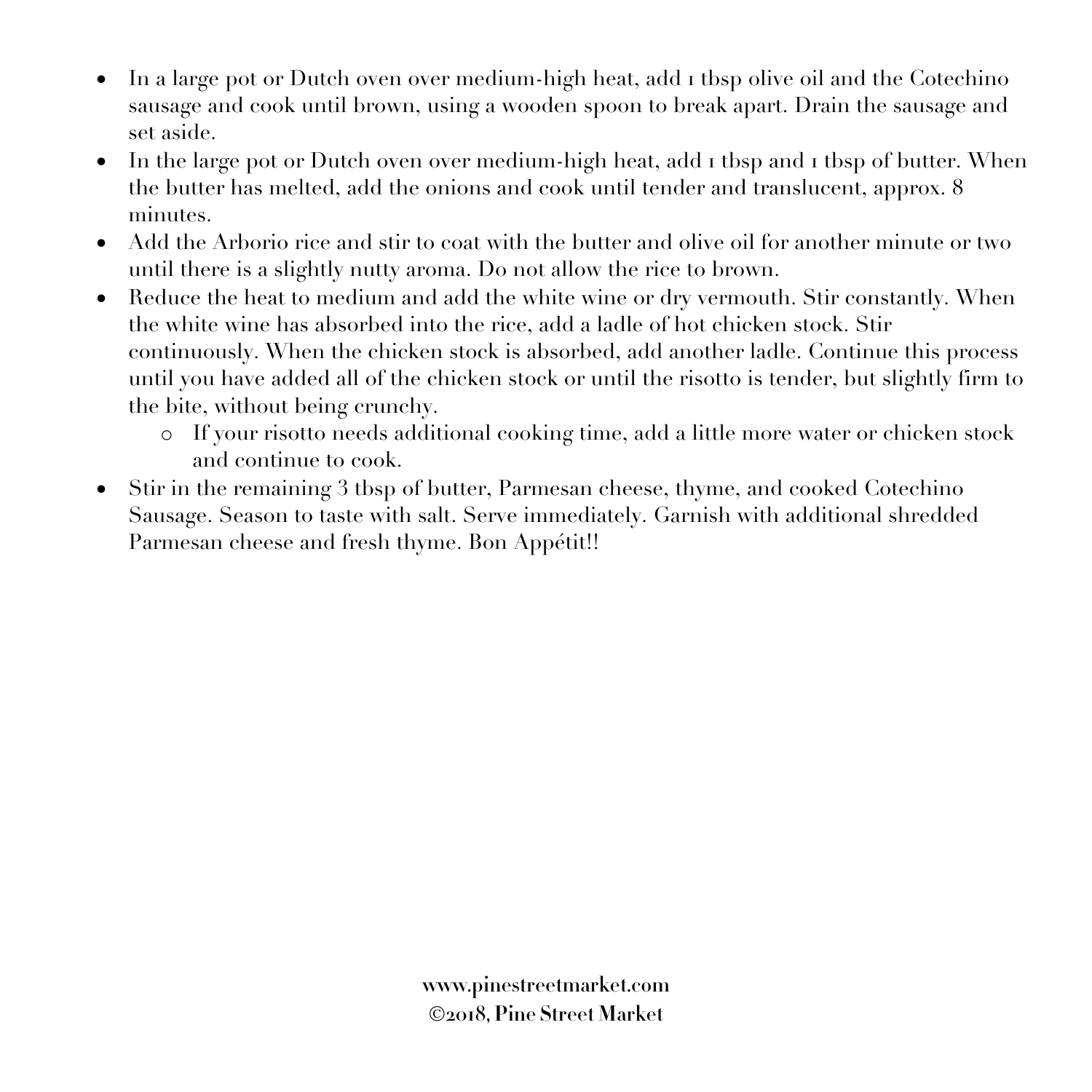- In a large pot or Dutch oven over medium-high heat, add 1 tbsp olive oil and the Cotechino sausage and cook until brown, using a wooden spoon to break apart. Drain the sausage and set aside.
- In the large pot or Dutch oven over medium-high heat, add 1 tbsp and 1 tbsp of butter. When the butter has melted, add the onions and cook until tender and translucent, approx. 8 minutes.
- Add the Arborio rice and stir to coat with the butter and olive oil for another minute or two until there is a slightly nutty aroma. Do not allow the rice to brown.
- Reduce the heat to medium and add the white wine or dry vermouth. Stir constantly. When the white wine has absorbed into the rice, add a ladle of hot chicken stock. Stir continuously. When the chicken stock is absorbed, add another ladle. Continue this process until you have added all of the chicken stock or until the risotto is tender, but slightly firm to the bite, without being crunchy.
    - If your risotto needs additional cooking time, add a little more water or chicken stock and continue to cook.
- Stir in the remaining 3 tbsp of butter, Parmesan cheese, thyme, and cooked Cotechino Sausage. Season to taste with salt. Serve immediately. Garnish with additional shredded Parmesan cheese and fresh thyme. Bon Appétit!!

**www.pinestreetmarket.com**
**©2018, Pine Street Market**